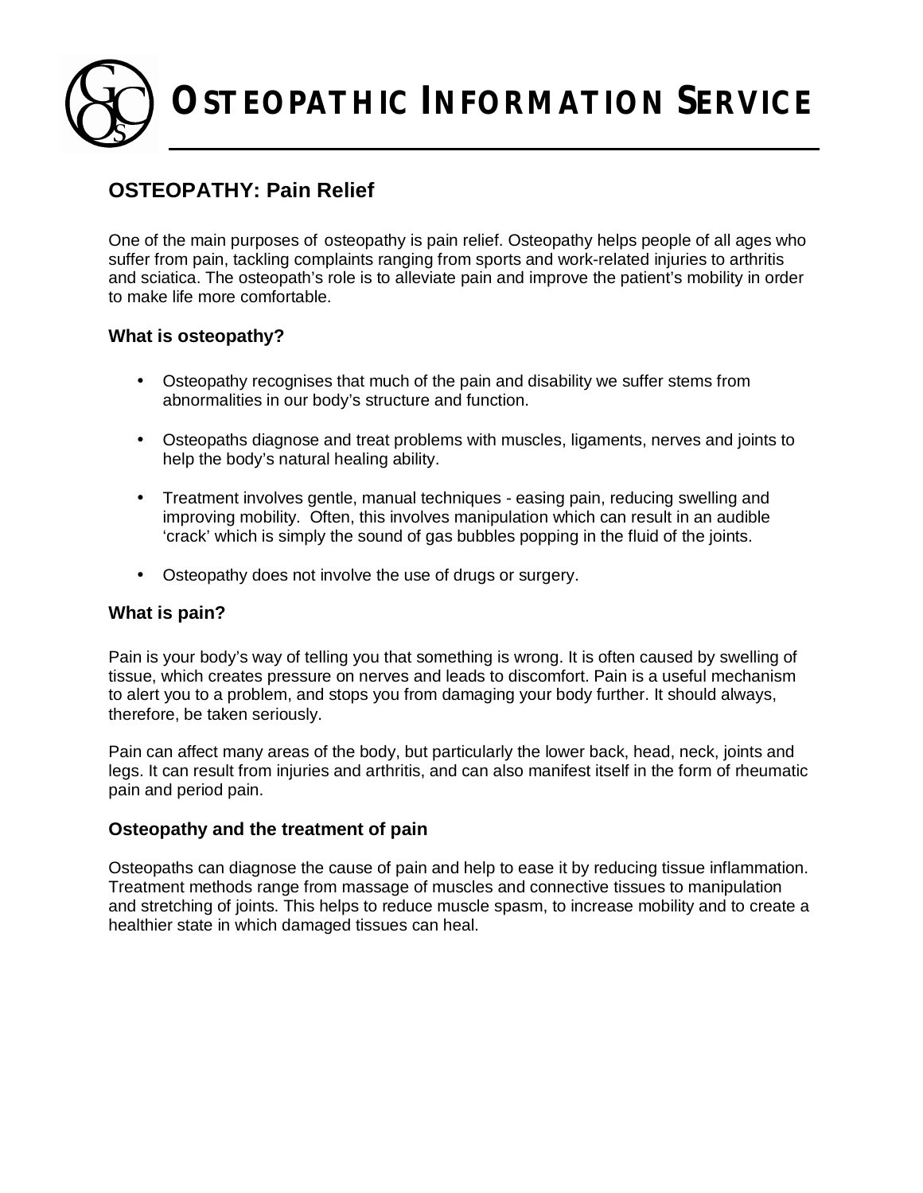# OSTEOPATHIC INFORMATION SERVICE

## OSTEOPATHY: Pain Relief

One of the main purposes of osteopathy is pain relief. Osteopathy helps people of all ages who suffer from pain, tackling complaints ranging from sports and work-related injuries to arthritis and sciatica. The osteopath's role is to alleviate pain and improve the patient's mobility in order to make life more comfortable.

### What is osteopathy?

- Osteopathy recognises that much of the pain and disability we suffer stems from abnormalities in our body's structure and function.
- Osteopaths diagnose and treat problems with muscles, ligaments, nerves and joints to help the body's natural healing ability.
- Treatment involves gentle, manual techniques - easing pain, reducing swelling and improving mobility. Often, this involves manipulation which can result in an audible 'crack' which is simply the sound of gas bubbles popping in the fluid of the joints.
- Osteopathy does not involve the use of drugs or surgery.

### What is pain?

Pain is your body's way of telling you that something is wrong. It is often caused by swelling of tissue, which creates pressure on nerves and leads to discomfort. Pain is a useful mechanism to alert you to a problem, and stops you from damaging your body further. It should always, therefore, be taken seriously.

Pain can affect many areas of the body, but particularly the lower back, head, neck, joints and legs. It can result from injuries and arthritis, and can also manifest itself in the form of rheumatic pain and period pain.

### Osteopathy and the treatment of pain

Osteopaths can diagnose the cause of pain and help to ease it by reducing tissue inflammation. Treatment methods range from massage of muscles and connective tissues to manipulation and stretching of joints. This helps to reduce muscle spasm, to increase mobility and to create a healthier state in which damaged tissues can heal.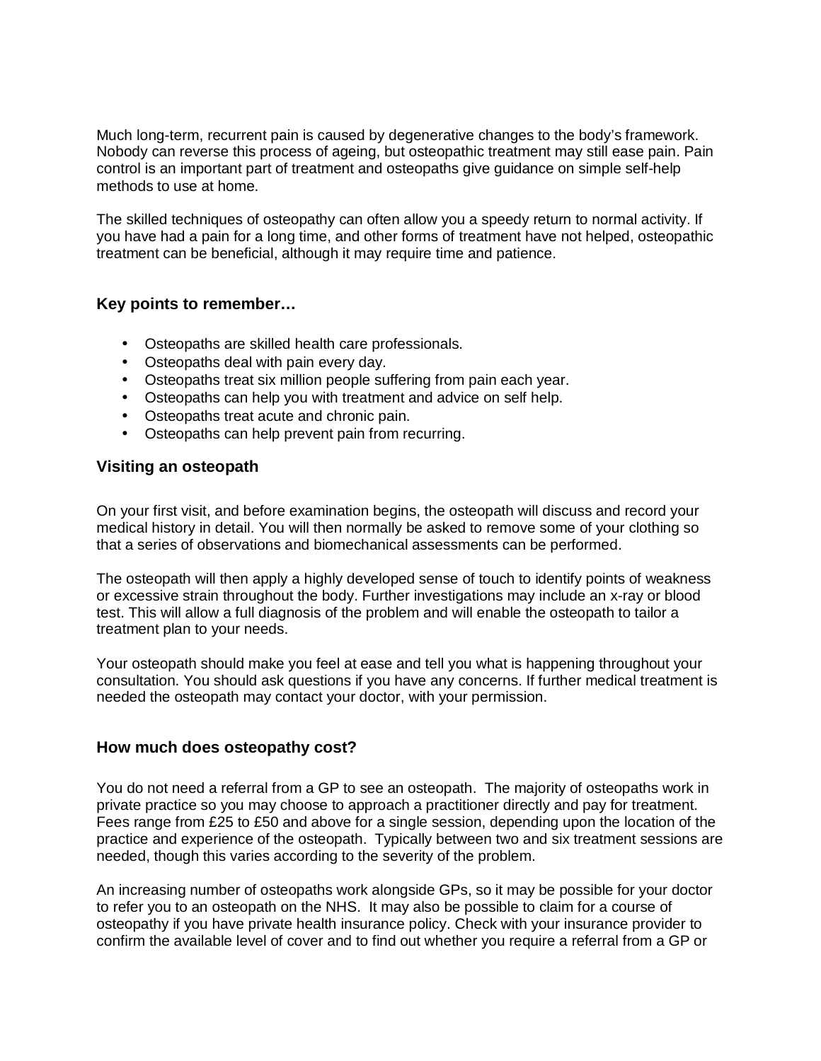Much long-term, recurrent pain is caused by degenerative changes to the body's framework. Nobody can reverse this process of ageing, but osteopathic treatment may still ease pain. Pain control is an important part of treatment and osteopaths give guidance on simple self-help methods to use at home.

The skilled techniques of osteopathy can often allow you a speedy return to normal activity. If you have had a pain for a long time, and other forms of treatment have not helped, osteopathic treatment can be beneficial, although it may require time and patience.

### Key points to remember…

- Osteopaths are skilled health care professionals.
- Osteopaths deal with pain every day.
- Osteopaths treat six million people suffering from pain each year.
- Osteopaths can help you with treatment and advice on self help.
- Osteopaths treat acute and chronic pain.
- Osteopaths can help prevent pain from recurring.

### Visiting an osteopath

On your first visit, and before examination begins, the osteopath will discuss and record your medical history in detail. You will then normally be asked to remove some of your clothing so that a series of observations and biomechanical assessments can be performed.

The osteopath will then apply a highly developed sense of touch to identify points of weakness or excessive strain throughout the body. Further investigations may include an x-ray or blood test. This will allow a full diagnosis of the problem and will enable the osteopath to tailor a treatment plan to your needs.

Your osteopath should make you feel at ease and tell you what is happening throughout your consultation. You should ask questions if you have any concerns. If further medical treatment is needed the osteopath may contact your doctor, with your permission.

### How much does osteopathy cost?

You do not need a referral from a GP to see an osteopath. The majority of osteopaths work in private practice so you may choose to approach a practitioner directly and pay for treatment. Fees range from £25 to £50 and above for a single session, depending upon the location of the practice and experience of the osteopath. Typically between two and six treatment sessions are needed, though this varies according to the severity of the problem.

An increasing number of osteopaths work alongside GPs, so it may be possible for your doctor to refer you to an osteopath on the NHS. It may also be possible to claim for a course of osteopathy if you have private health insurance policy. Check with your insurance provider to confirm the available level of cover and to find out whether you require a referral from a GP or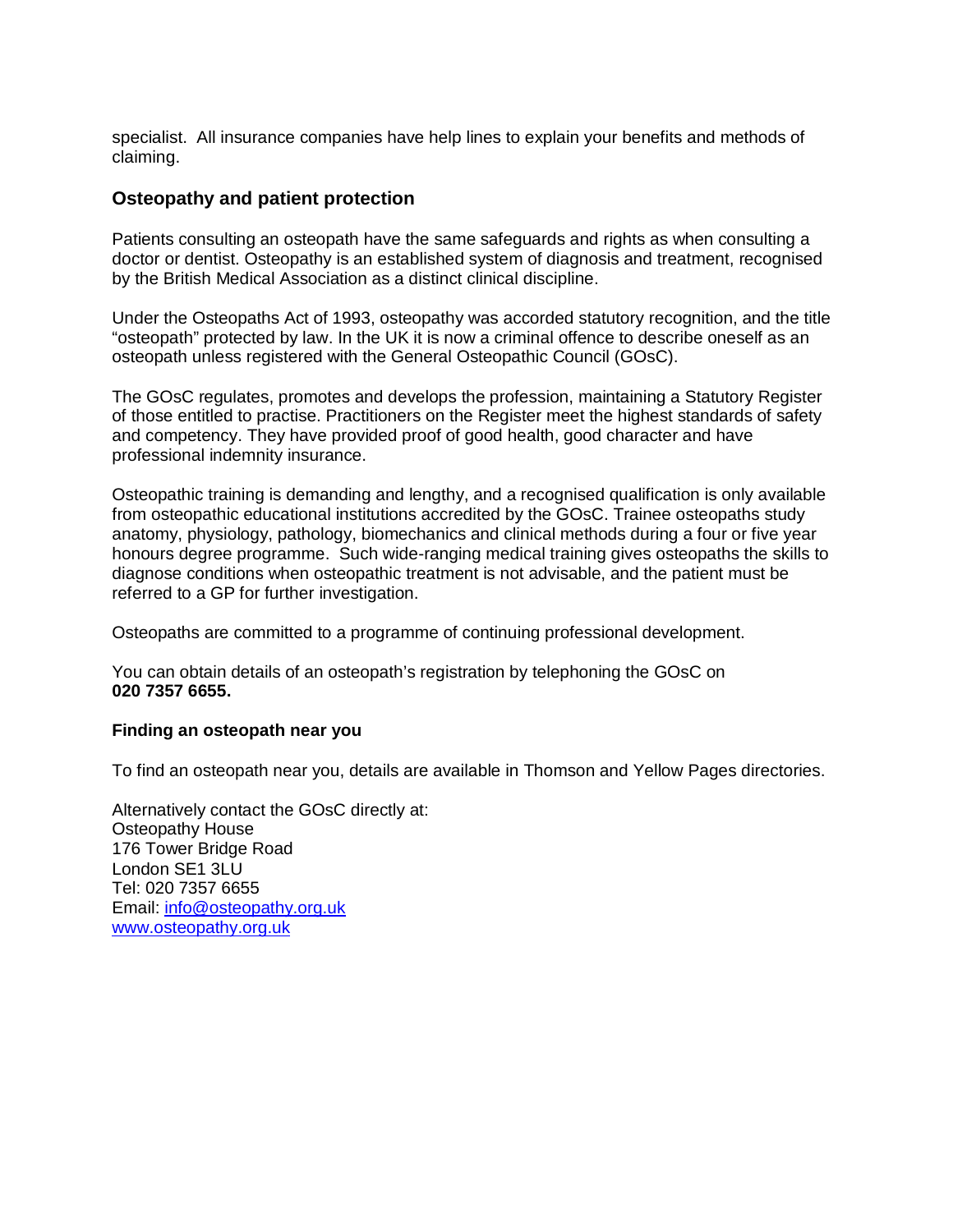specialist.  All insurance companies have help lines to explain your benefits and methods of claiming.

## Osteopathy and patient protection

Patients consulting an osteopath have the same safeguards and rights as when consulting a doctor or dentist. Osteopathy is an established system of diagnosis and treatment, recognised by the British Medical Association as a distinct clinical discipline.

Under the Osteopaths Act of 1993, osteopathy was accorded statutory recognition, and the title "osteopath" protected by law. In the UK it is now a criminal offence to describe oneself as an osteopath unless registered with the General Osteopathic Council (GOsC).

The GOsC regulates, promotes and develops the profession, maintaining a Statutory Register of those entitled to practise. Practitioners on the Register meet the highest standards of safety and competency. They have provided proof of good health, good character and have professional indemnity insurance.

Osteopathic training is demanding and lengthy, and a recognised qualification is only available from osteopathic educational institutions accredited by the GOsC. Trainee osteopaths study anatomy, physiology, pathology, biomechanics and clinical methods during a four or five year honours degree programme.  Such wide-ranging medical training gives osteopaths the skills to diagnose conditions when osteopathic treatment is not advisable, and the patient must be referred to a GP for further investigation.

Osteopaths are committed to a programme of continuing professional development.

You can obtain details of an osteopath's registration by telephoning the GOsC on **020 7357 6655.**

### Finding an osteopath near you

To find an osteopath near you, details are available in Thomson and Yellow Pages directories.

Alternatively contact the GOsC directly at:
Osteopathy House
176 Tower Bridge Road
London SE1 3LU
Tel: 020 7357 6655
Email: info@osteopathy.org.uk
www.osteopathy.org.uk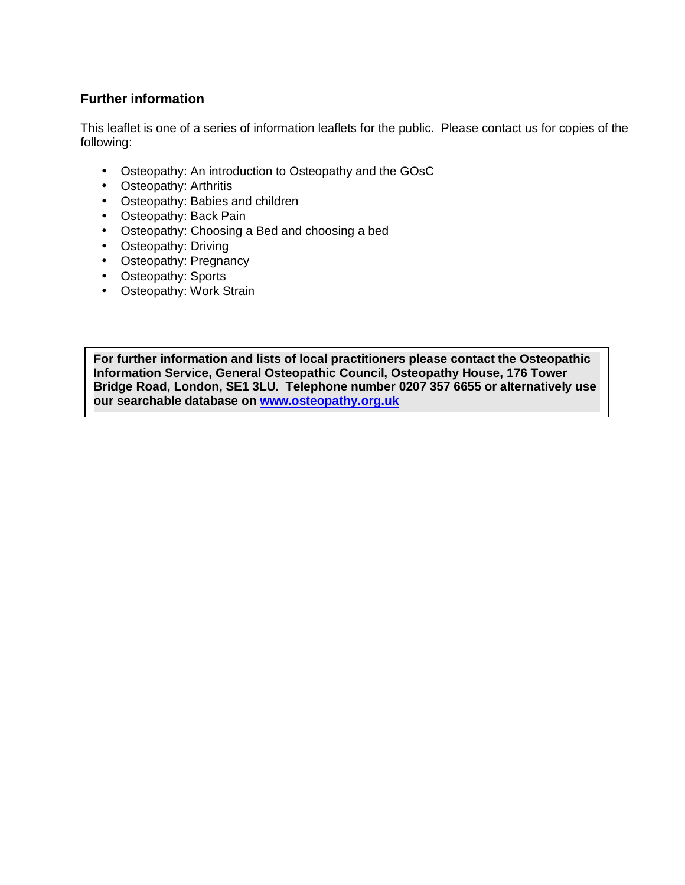## Further information

This leaflet is one of a series of information leaflets for the public. Please contact us for copies of the following:

- Osteopathy: An introduction to Osteopathy and the GOsC
- Osteopathy: Arthritis
- Osteopathy: Babies and children
- Osteopathy: Back Pain
- Osteopathy: Choosing a Bed and choosing a bed
- Osteopathy: Driving
- Osteopathy: Pregnancy
- Osteopathy: Sports
- Osteopathy: Work Strain

**For further information and lists of local practitioners please contact the Osteopathic Information Service, General Osteopathic Council, Osteopathy House, 176 Tower Bridge Road, London, SE1 3LU. Telephone number 0207 357 6655 or alternatively use our searchable database on [www.osteopathy.org.uk](http://www.osteopathy.org.uk)**